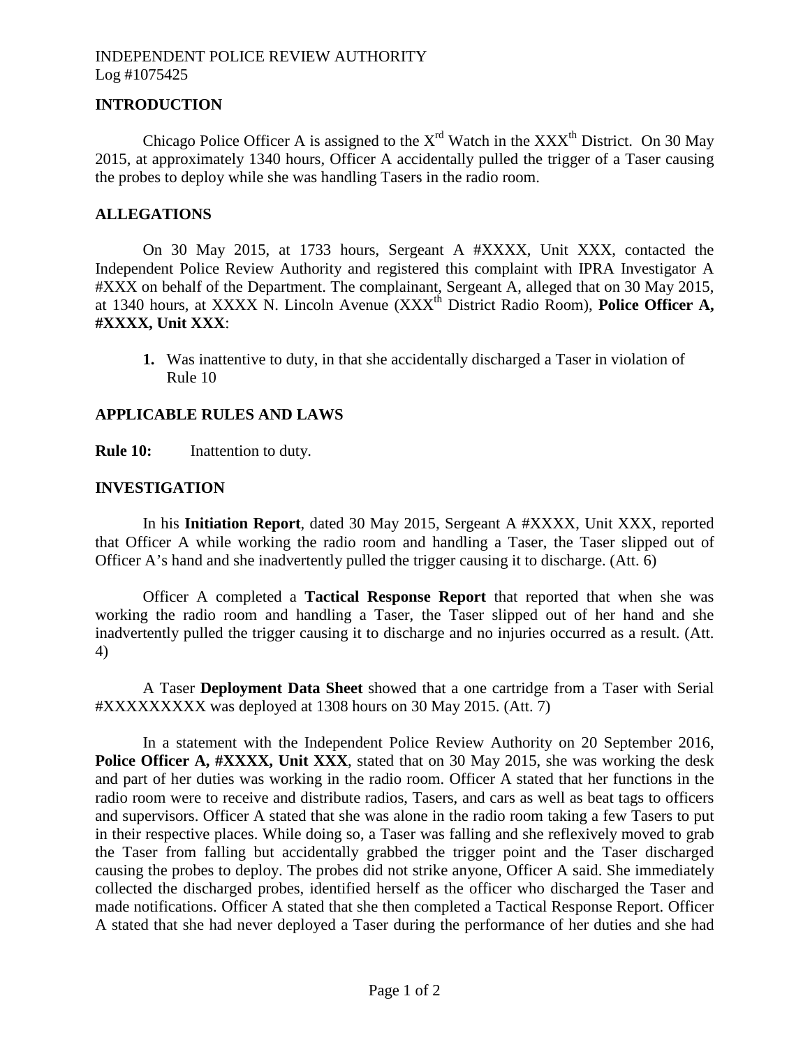INDEPENDENT POLICE REVIEW AUTHORITY
Log #1075425

## INTRODUCTION

Chicago Police Officer A is assigned to the X$^{rd}$ Watch in the XXX$^{th}$ District. On 30 May 2015, at approximately 1340 hours, Officer A accidentally pulled the trigger of a Taser causing the probes to deploy while she was handling Tasers in the radio room.

## ALLEGATIONS

On 30 May 2015, at 1733 hours, Sergeant A #XXXX, Unit XXX, contacted the Independent Police Review Authority and registered this complaint with IPRA Investigator A #XXX on behalf of the Department. The complainant, Sergeant A, alleged that on 30 May 2015, at 1340 hours, at XXXX N. Lincoln Avenue (XXX$^{th}$ District Radio Room), **Police Officer A, #XXXX, Unit XXX**:

1. Was inattentive to duty, in that she accidentally discharged a Taser in violation of Rule 10

## APPLICABLE RULES AND LAWS

**Rule 10:** Inattention to duty.

## INVESTIGATION

In his **Initiation Report**, dated 30 May 2015, Sergeant A #XXXX, Unit XXX, reported that Officer A while working the radio room and handling a Taser, the Taser slipped out of Officer A's hand and she inadvertently pulled the trigger causing it to discharge. (Att. 6)

Officer A completed a **Tactical Response Report** that reported that when she was working the radio room and handling a Taser, the Taser slipped out of her hand and she inadvertently pulled the trigger causing it to discharge and no injuries occurred as a result. (Att. 4)

A Taser **Deployment Data Sheet** showed that a one cartridge from a Taser with Serial #XXXXXXXXX was deployed at 1308 hours on 30 May 2015. (Att. 7)

In a statement with the Independent Police Review Authority on 20 September 2016, **Police Officer A, #XXXX, Unit XXX**, stated that on 30 May 2015, she was working the desk and part of her duties was working in the radio room. Officer A stated that her functions in the radio room were to receive and distribute radios, Tasers, and cars as well as beat tags to officers and supervisors. Officer A stated that she was alone in the radio room taking a few Tasers to put in their respective places. While doing so, a Taser was falling and she reflexively moved to grab the Taser from falling but accidentally grabbed the trigger point and the Taser discharged causing the probes to deploy. The probes did not strike anyone, Officer A said. She immediately collected the discharged probes, identified herself as the officer who discharged the Taser and made notifications. Officer A stated that she then completed a Tactical Response Report. Officer A stated that she had never deployed a Taser during the performance of her duties and she had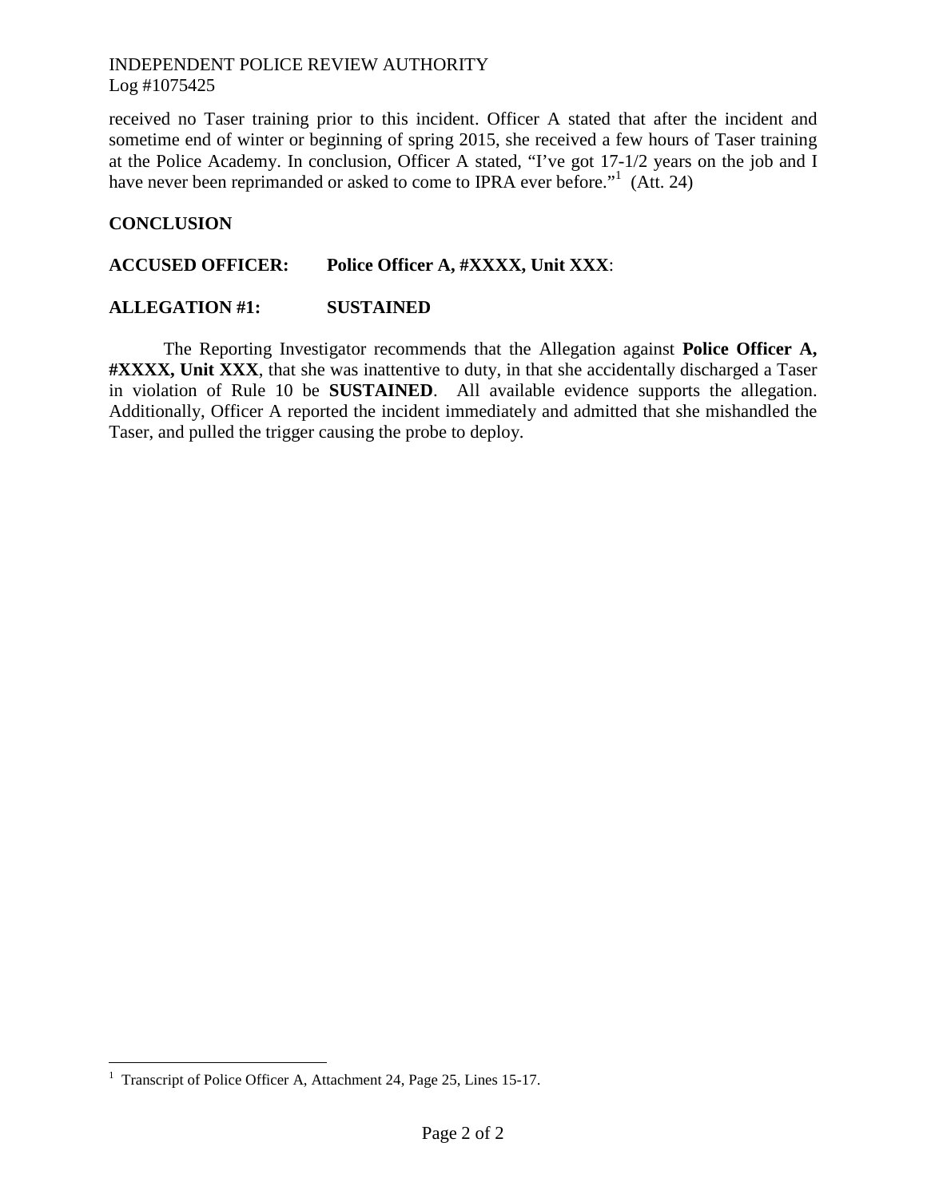received no Taser training prior to this incident. Officer A stated that after the incident and sometime end of winter or beginning of spring 2015, she received a few hours of Taser training at the Police Academy. In conclusion, Officer A stated, "I've got 17-1/2 years on the job and I have never been reprimanded or asked to come to IPRA ever before."[1] (Att. 24)

## CONCLUSION

**ACCUSED OFFICER: Police Officer A, #XXXX, Unit XXX**:

**ALLEGATION #1: SUSTAINED**

The Reporting Investigator recommends that the Allegation against **Police Officer A, #XXXX, Unit XXX**, that she was inattentive to duty, in that she accidentally discharged a Taser in violation of Rule 10 be **SUSTAINED**. All available evidence supports the allegation. Additionally, Officer A reported the incident immediately and admitted that she mishandled the Taser, and pulled the trigger causing the probe to deploy.

---

[1] Transcript of Police Officer A, Attachment 24, Page 25, Lines 15-17.